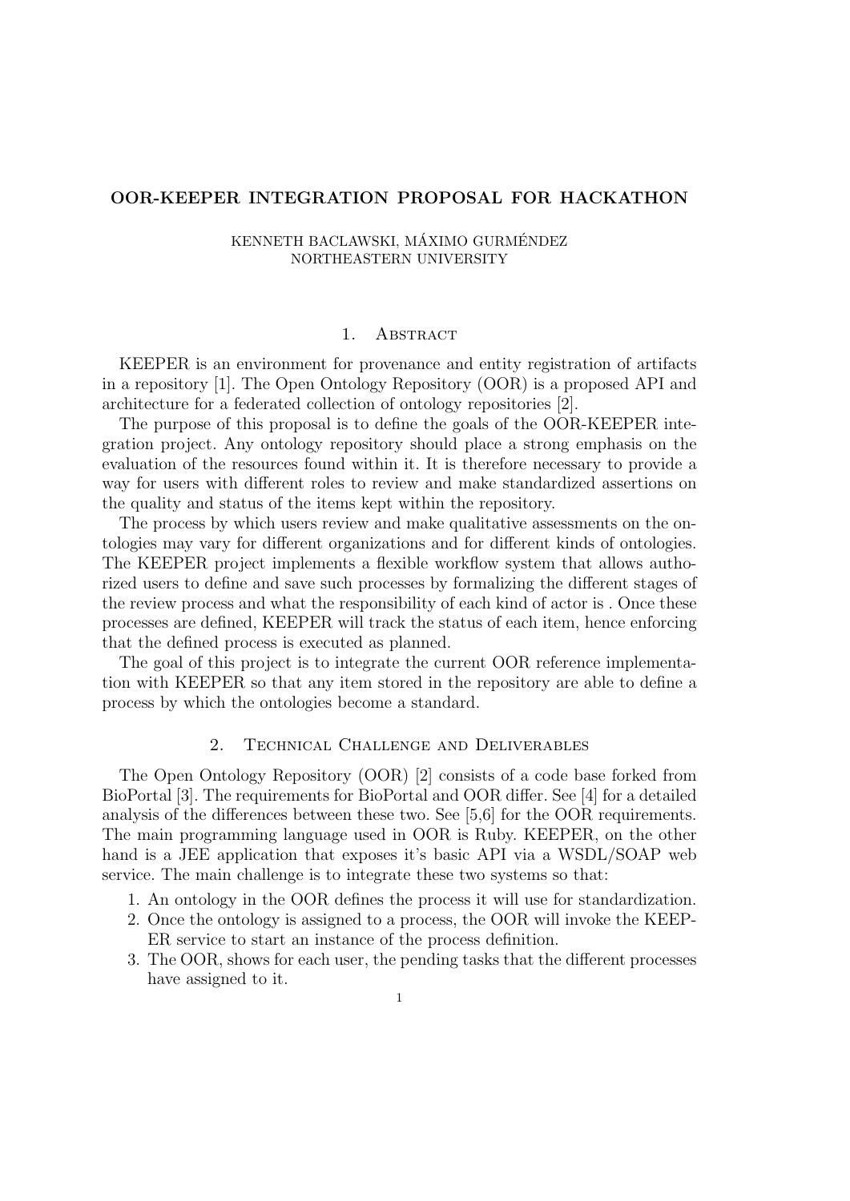# OOR-KEEPER INTEGRATION PROPOSAL FOR HACKATHON

KENNETH BACLAWSKI, MÁXIMO GURMÉNDEZ
NORTHEASTERN UNIVERSITY

## 1. Abstract

KEEPER is an environment for provenance and entity registration of artifacts in a repository [1]. The Open Ontology Repository (OOR) is a proposed API and architecture for a federated collection of ontology repositories [2].

The purpose of this proposal is to define the goals of the OOR-KEEPER integration project. Any ontology repository should place a strong emphasis on the evaluation of the resources found within it. It is therefore necessary to provide a way for users with different roles to review and make standardized assertions on the quality and status of the items kept within the repository.

The process by which users review and make qualitative assessments on the ontologies may vary for different organizations and for different kinds of ontologies. The KEEPER project implements a flexible workflow system that allows authorized users to define and save such processes by formalizing the different stages of the review process and what the responsibility of each kind of actor is . Once these processes are defined, KEEPER will track the status of each item, hence enforcing that the defined process is executed as planned.

The goal of this project is to integrate the current OOR reference implementation with KEEPER so that any item stored in the repository are able to define a process by which the ontologies become a standard.

## 2. Technical Challenge and Deliverables

The Open Ontology Repository (OOR) [2] consists of a code base forked from BioPortal [3]. The requirements for BioPortal and OOR differ. See [4] for a detailed analysis of the differences between these two. See [5,6] for the OOR requirements. The main programming language used in OOR is Ruby. KEEPER, on the other hand is a JEE application that exposes it's basic API via a WSDL/SOAP web service. The main challenge is to integrate these two systems so that:

1. An ontology in the OOR defines the process it will use for standardization.
2. Once the ontology is assigned to a process, the OOR will invoke the KEEPER service to start an instance of the process definition.
3. The OOR, shows for each user, the pending tasks that the different processes have assigned to it.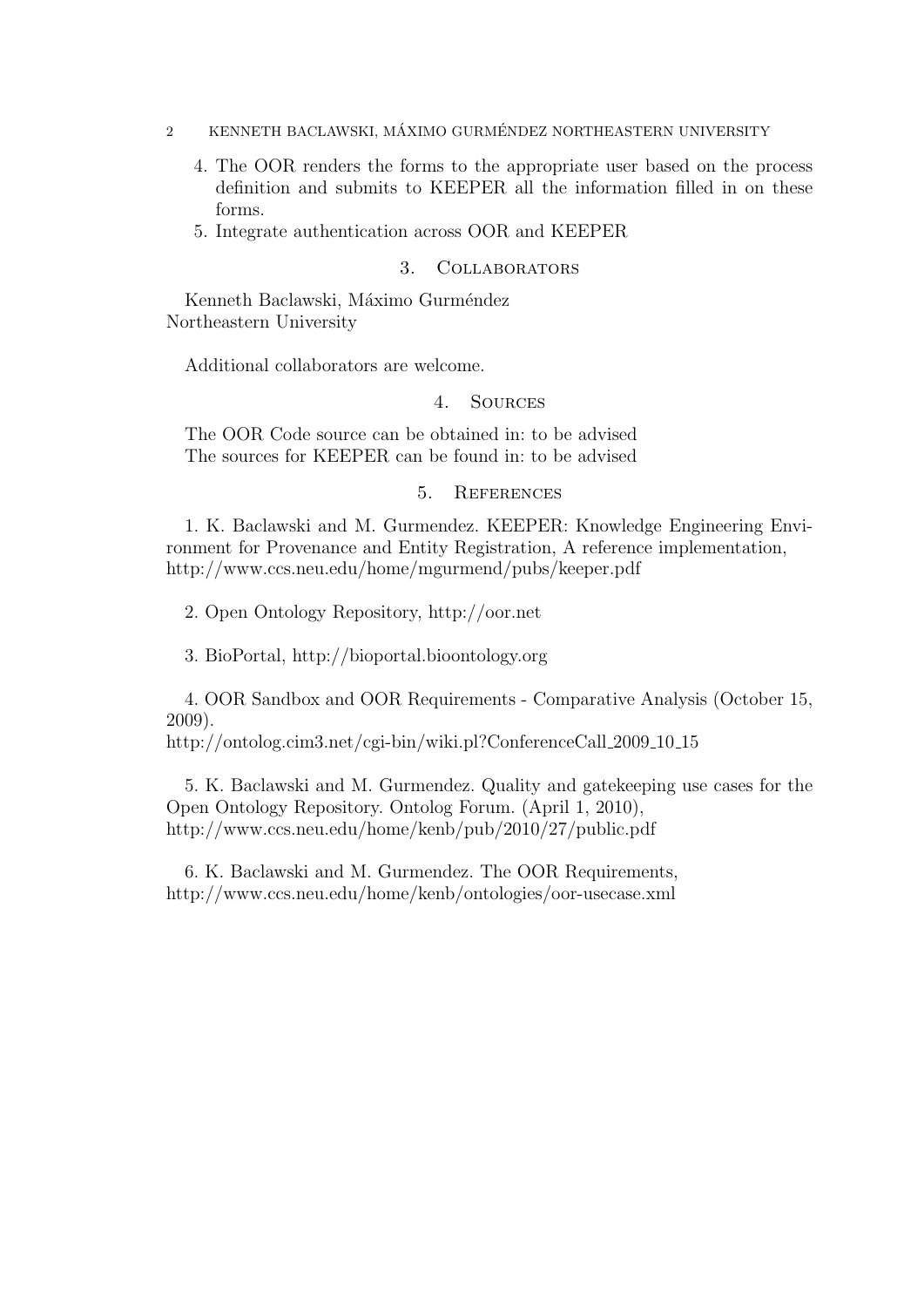4. The OOR renders the forms to the appropriate user based on the process definition and submits to KEEPER all the information filled in on these forms.
5. Integrate authentication across OOR and KEEPER

## 3. Collaborators

Kenneth Baclawski, Máximo Gurméndez
Northeastern University

Additional collaborators are welcome.

## 4. Sources

The OOR Code source can be obtained in: to be advised
The sources for KEEPER can be found in: to be advised

## 5. References

1. K. Baclawski and M. Gurmendez. KEEPER: Knowledge Engineering Environment for Provenance and Entity Registration, A reference implementation, http://www.ccs.neu.edu/home/mgurmend/pubs/keeper.pdf

2. Open Ontology Repository, http://oor.net

3. BioPortal, http://bioportal.bioontology.org

4. OOR Sandbox and OOR Requirements - Comparative Analysis (October 15, 2009).
http://ontolog.cim3.net/cgi-bin/wiki.pl?ConferenceCall_2009_10_15

5. K. Baclawski and M. Gurmendez. Quality and gatekeeping use cases for the Open Ontology Repository. Ontolog Forum. (April 1, 2010), http://www.ccs.neu.edu/home/kenb/pub/2010/27/public.pdf

6. K. Baclawski and M. Gurmendez. The OOR Requirements, http://www.ccs.neu.edu/home/kenb/ontologies/oor-usecase.xml